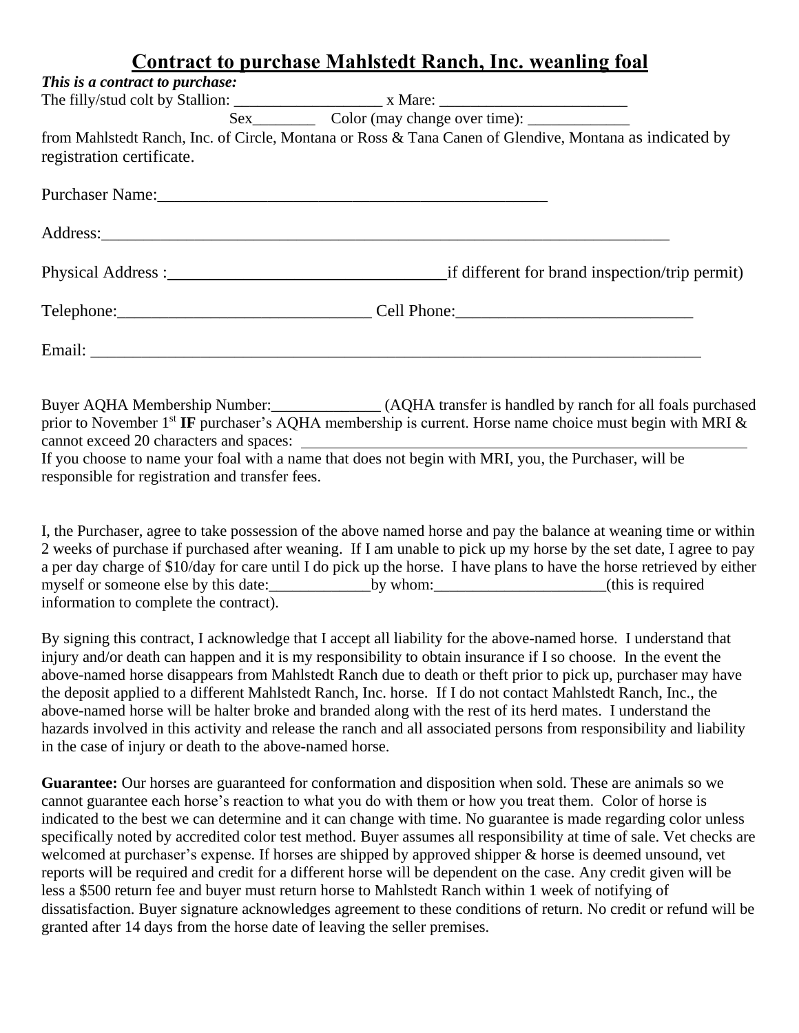# Contract to purchase Mahlstedt Ranch, Inc. weanling foal

***This is a contract to purchase:***

The filly/stud colt by Stallion: ___________________ x Mare: ________________________

Sex________ Color (may change over time): _____________

from Mahlstedt Ranch, Inc. of Circle, Montana or Ross & Tana Canen of Glendive, Montana as indicated by registration certificate.

Purchaser Name:_______________________________________________

Address:______________________________________________________________________

Physical Address :__________________________________if different for brand inspection/trip permit)

Telephone:______________________________ Cell Phone:____________________________

Email: ___________________________________________________________________________

Buyer AQHA Membership Number:______________ (AQHA transfer is handled by ranch for all foals purchased prior to November 1st **IF** purchaser's AQHA membership is current. Horse name choice must begin with MRI & cannot exceed 20 characters and spaces: ____________________________________________________________

If you choose to name your foal with a name that does not begin with MRI, you, the Purchaser, will be responsible for registration and transfer fees.

I, the Purchaser, agree to take possession of the above named horse and pay the balance at weaning time or within 2 weeks of purchase if purchased after weaning. If I am unable to pick up my horse by the set date, I agree to pay a per day charge of $10/day for care until I do pick up the horse. I have plans to have the horse retrieved by either myself or someone else by this date:_____________by whom:______________________(this is required information to complete the contract).

By signing this contract, I acknowledge that I accept all liability for the above-named horse. I understand that injury and/or death can happen and it is my responsibility to obtain insurance if I so choose. In the event the above-named horse disappears from Mahlstedt Ranch due to death or theft prior to pick up, purchaser may have the deposit applied to a different Mahlstedt Ranch, Inc. horse. If I do not contact Mahlstedt Ranch, Inc., the above-named horse will be halter broke and branded along with the rest of its herd mates. I understand the hazards involved in this activity and release the ranch and all associated persons from responsibility and liability in the case of injury or death to the above-named horse.

**Guarantee:** Our horses are guaranteed for conformation and disposition when sold. These are animals so we cannot guarantee each horse's reaction to what you do with them or how you treat them. Color of horse is indicated to the best we can determine and it can change with time. No guarantee is made regarding color unless specifically noted by accredited color test method. Buyer assumes all responsibility at time of sale. Vet checks are welcomed at purchaser's expense. If horses are shipped by approved shipper & horse is deemed unsound, vet reports will be required and credit for a different horse will be dependent on the case. Any credit given will be less a $500 return fee and buyer must return horse to Mahlstedt Ranch within 1 week of notifying of dissatisfaction. Buyer signature acknowledges agreement to these conditions of return. No credit or refund will be granted after 14 days from the horse date of leaving the seller premises.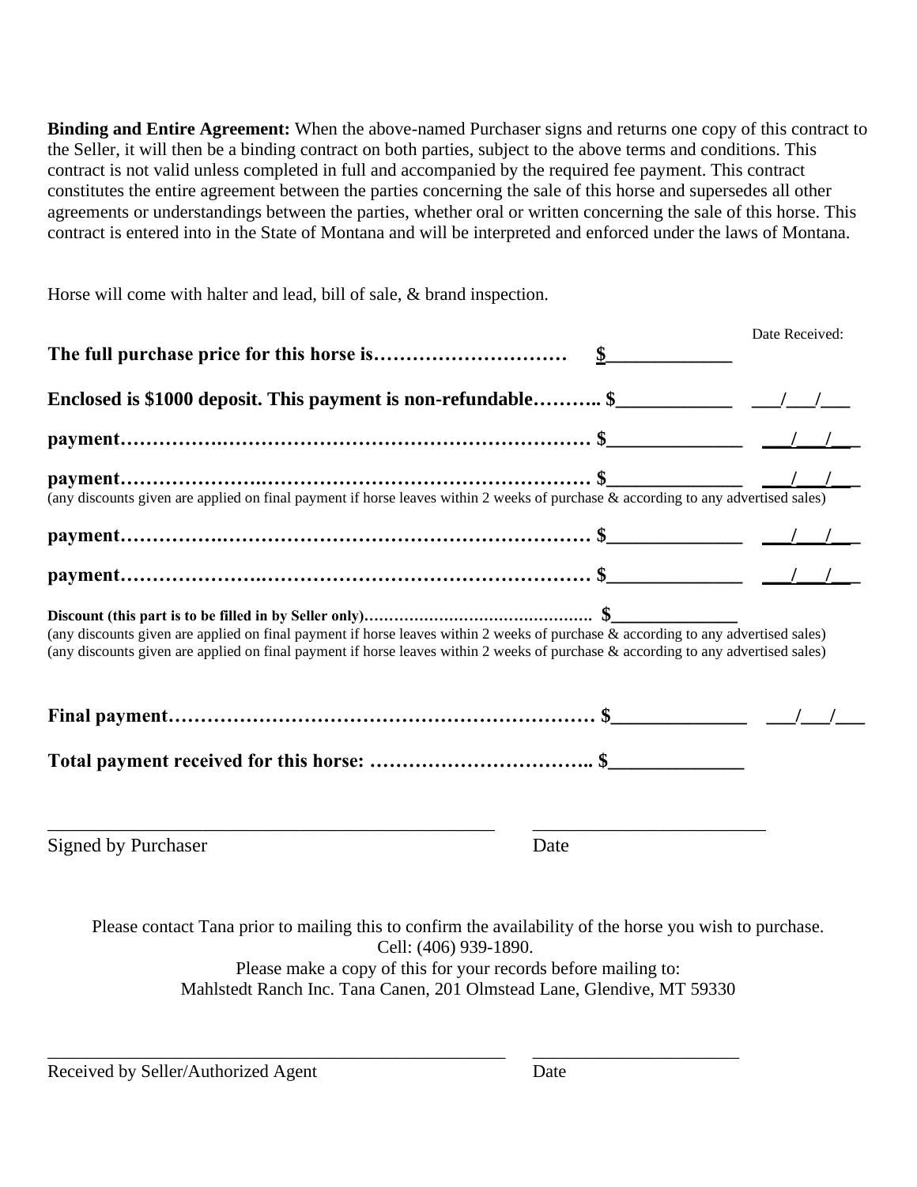**Binding and Entire Agreement:** When the above-named Purchaser signs and returns one copy of this contract to the Seller, it will then be a binding contract on both parties, subject to the above terms and conditions. This contract is not valid unless completed in full and accompanied by the required fee payment. This contract constitutes the entire agreement between the parties concerning the sale of this horse and supersedes all other agreements or understandings between the parties, whether oral or written concerning the sale of this horse. This contract is entered into in the State of Montana and will be interpreted and enforced under the laws of Montana.

Horse will come with halter and lead, bill of sale, & brand inspection.

Date Received:

**The full purchase price for this horse is…………………………  $_____________**

**Enclosed is $1000 deposit. This payment is non-refundable……….. $____________**  ___/___/___

**payment……………………………………………………………… $______________**  ___/___/___

**payment……………………………………………………………… $______________**  ___/___/___

(any discounts given are applied on final payment if horse leaves within 2 weeks of purchase & according to any advertised sales)

**payment……………………………………………………………… $______________**  ___/___/___

**payment……………………………………………………………… $______________**  ___/___/___

**Discount (this part is to be filled in by Seller only)………………………………………. $______________**

(any discounts given are applied on final payment if horse leaves within 2 weeks of purchase & according to any advertised sales)
(any discounts given are applied on final payment if horse leaves within 2 weeks of purchase & according to any advertised sales)

**Final payment………………………………………………………… $______________**  ___/___/___

**Total payment received for this horse: …………………………….. $______________**

_______________________________________________  _________________________

Signed by Purchaser  Date

Please contact Tana prior to mailing this to confirm the availability of the horse you wish to purchase.
Cell: (406) 939-1890.
Please make a copy of this for your records before mailing to:
Mahlstedt Ranch Inc. Tana Canen, 201 Olmstead Lane, Glendive, MT 59330

_______________________________________________  _______________________

Received by Seller/Authorized Agent  Date